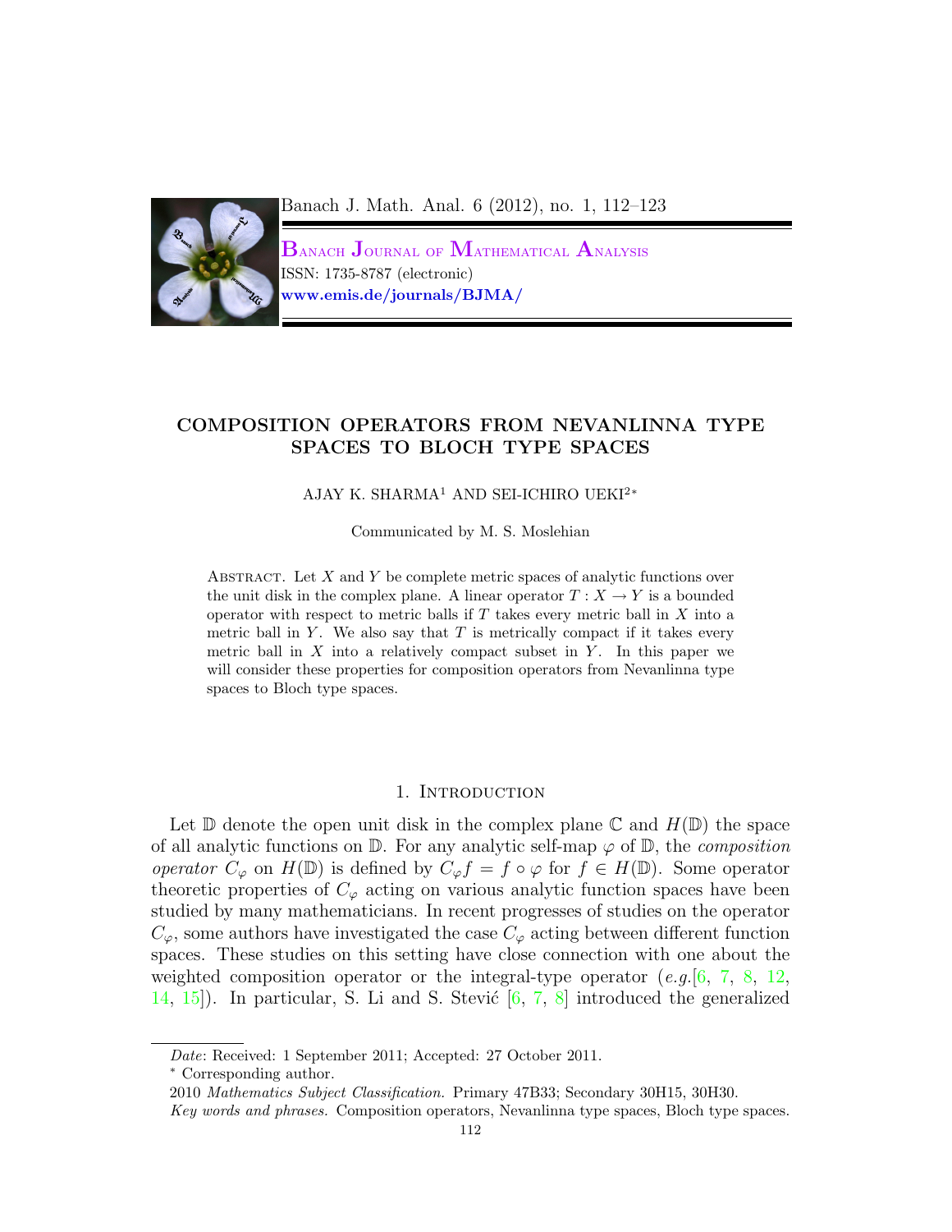# COMPOSITION OPERATORS FROM NEVANLINNA TYPE SPACES TO BLOCH TYPE SPACES

AJAY K. SHARMA[1] AND SEI-ICHIRO UEKI[2*]

Communicated by M. S. Moslehian

Abstract. Let $X$ and $Y$ be complete metric spaces of analytic functions over the unit disk in the complex plane. A linear operator $T : X \to Y$ is a bounded operator with respect to metric balls if $T$ takes every metric ball in $X$ into a metric ball in $Y$. We also say that $T$ is metrically compact if it takes every metric ball in $X$ into a relatively compact subset in $Y$. In this paper we will consider these properties for composition operators from Nevanlinna type spaces to Bloch type spaces.

## 1. Introduction

Let $\mathbb{D}$ denote the open unit disk in the complex plane $\mathbb{C}$ and $H(\mathbb{D})$ the space of all analytic functions on $\mathbb{D}$. For any analytic self-map $\varphi$ of $\mathbb{D}$, the *composition operator* $C_\varphi$ on $H(\mathbb{D})$ is defined by $C_\varphi f = f \circ \varphi$ for $f \in H(\mathbb{D})$. Some operator theoretic properties of $C_\varphi$ acting on various analytic function spaces have been studied by many mathematicians. In recent progresses of studies on the operator $C_\varphi$, some authors have investigated the case $C_\varphi$ acting between different function spaces. These studies on this setting have close connection with one about the weighted composition operator or the integral-type operator (*e.g.*[6, 7, 8, 12, 14, 15]). In particular, S. Li and S. Stević [6, 7, 8] introduced the generalized

---

*Date*: Received: 1 September 2011; Accepted: 27 October 2011.

[*] Corresponding author.

2010 *Mathematics Subject Classification.* Primary 47B33; Secondary 30H15, 30H30.

*Key words and phrases.* Composition operators, Nevanlinna type spaces, Bloch type spaces.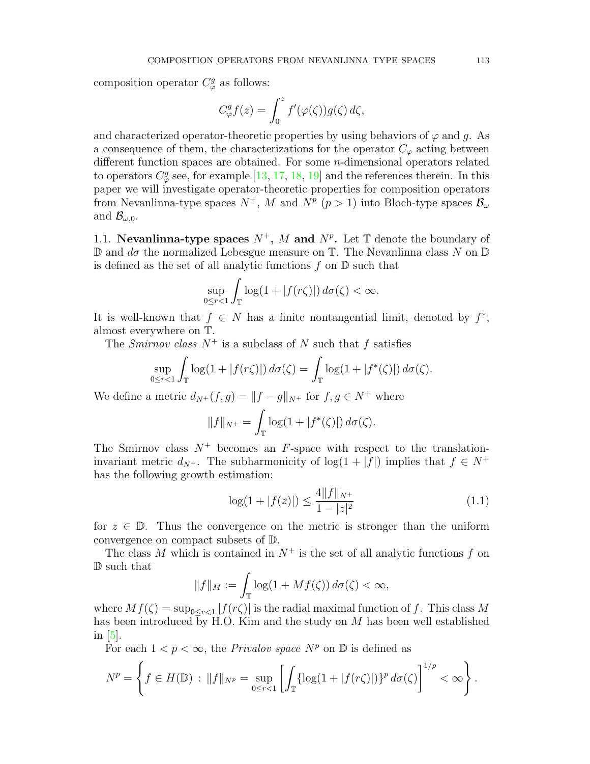composition operator $C_\varphi^g$ as follows:

$$C_\varphi^g f(z) = \int_0^z f'(\varphi(\zeta))g(\zeta)\,d\zeta,$$

and characterized operator-theoretic properties by using behaviors of $\varphi$ and $g$. As a consequence of them, the characterizations for the operator $C_\varphi$ acting between different function spaces are obtained. For some $n$-dimensional operators related to operators $C_\varphi^g$ see, for example [13, 17, 18, 19] and the references therein. In this paper we will investigate operator-theoretic properties for composition operators from Nevanlinna-type spaces $N^+$, $M$ and $N^p$ $(p > 1)$ into Bloch-type spaces $\mathcal{B}_\omega$ and $\mathcal{B}_{\omega,0}$.

### 1.1. Nevanlinna-type spaces $N^+$, $M$ and $N^p$.

Let $\mathbb{T}$ denote the boundary of $\mathbb{D}$ and $d\sigma$ the normalized Lebesgue measure on $\mathbb{T}$. The Nevanlinna class $N$ on $\mathbb{D}$ is defined as the set of all analytic functions $f$ on $\mathbb{D}$ such that

$$\sup_{0\le r<1}\int_{\mathbb{T}} \log(1+|f(r\zeta)|)\,d\sigma(\zeta) < \infty.$$

It is well-known that $f \in N$ has a finite nontangential limit, denoted by $f^*$, almost everywhere on $\mathbb{T}$.

The *Smirnov class* $N^+$ is a subclass of $N$ such that $f$ satisfies

$$\sup_{0\le r<1}\int_{\mathbb{T}} \log(1+|f(r\zeta)|)\,d\sigma(\zeta) = \int_{\mathbb{T}} \log(1+|f^*(\zeta)|)\,d\sigma(\zeta).$$

We define a metric $d_{N^+}(f,g) = \|f-g\|_{N^+}$ for $f, g \in N^+$ where

$$\|f\|_{N^+} = \int_{\mathbb{T}} \log(1+|f^*(\zeta)|)\,d\sigma(\zeta).$$

The Smirnov class $N^+$ becomes an $F$-space with respect to the translation-invariant metric $d_{N^+}$. The subharmonicity of $\log(1+|f|)$ implies that $f \in N^+$ has the following growth estimation:

$$\log(1+|f(z)|) \le \frac{4\|f\|_{N^+}}{1-|z|^2} \tag{1.1}$$

for $z \in \mathbb{D}$. Thus the convergence on the metric is stronger than the uniform convergence on compact subsets of $\mathbb{D}$.

The class $M$ which is contained in $N^+$ is the set of all analytic functions $f$ on $\mathbb{D}$ such that

$$\|f\|_M := \int_{\mathbb{T}} \log(1+Mf(\zeta))\,d\sigma(\zeta) < \infty,$$

where $Mf(\zeta) = \sup_{0\le r<1}|f(r\zeta)|$ is the radial maximal function of $f$. This class $M$ has been introduced by H.O. Kim and the study on $M$ has been well established in [5].

For each $1 < p < \infty$, the *Privalov space* $N^p$ on $\mathbb{D}$ is defined as

$$N^p = \left\{ f \in H(\mathbb{D}) \,:\, \|f\|_{N^p} = \sup_{0\le r<1}\left[\int_{\mathbb{T}} \{\log(1+|f(r\zeta)|)\}^p\,d\sigma(\zeta)\right]^{1/p} < \infty \right\}.$$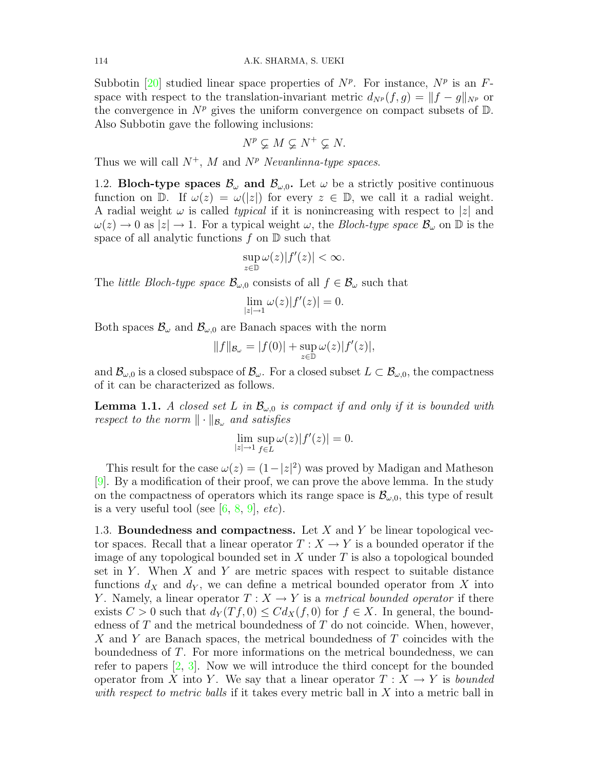Subbotin [20] studied linear space properties of $N^p$. For instance, $N^p$ is an $F$-space with respect to the translation-invariant metric $d_{N^p}(f,g) = \|f-g\|_{N^p}$ or the convergence in $N^p$ gives the uniform convergence on compact subsets of $\mathbb{D}$. Also Subbotin gave the following inclusions:

$$N^p \subsetneq M \subsetneq N^+ \subsetneq N.$$

Thus we will call $N^+$, $M$ and $N^p$ *Nevanlinna-type spaces*.

**1.2. Bloch-type spaces $\mathcal{B}_\omega$ and $\mathcal{B}_{\omega,0}$.** Let $\omega$ be a strictly positive continuous function on $\mathbb{D}$. If $\omega(z) = \omega(|z|)$ for every $z \in \mathbb{D}$, we call it a radial weight. A radial weight $\omega$ is called *typical* if it is nonincreasing with respect to $|z|$ and $\omega(z) \to 0$ as $|z| \to 1$. For a typical weight $\omega$, the *Bloch-type space* $\mathcal{B}_\omega$ on $\mathbb{D}$ is the space of all analytic functions $f$ on $\mathbb{D}$ such that

$$\sup_{z\in\mathbb{D}} \omega(z)|f'(z)| < \infty.$$

The *little Bloch-type space* $\mathcal{B}_{\omega,0}$ consists of all $f \in \mathcal{B}_\omega$ such that

$$\lim_{|z|\to 1} \omega(z)|f'(z)| = 0.$$

Both spaces $\mathcal{B}_\omega$ and $\mathcal{B}_{\omega,0}$ are Banach spaces with the norm

$$\|f\|_{\mathcal{B}_\omega} = |f(0)| + \sup_{z\in\mathbb{D}} \omega(z)|f'(z)|,$$

and $\mathcal{B}_{\omega,0}$ is a closed subspace of $\mathcal{B}_\omega$. For a closed subset $L \subset \mathcal{B}_{\omega,0}$, the compactness of it can be characterized as follows.

**Lemma 1.1.** *A closed set $L$ in $\mathcal{B}_{\omega,0}$ is compact if and only if it is bounded with respect to the norm $\|\cdot\|_{\mathcal{B}_\omega}$ and satisfies*

$$\lim_{|z|\to 1} \sup_{f\in L} \omega(z)|f'(z)| = 0.$$

This result for the case $\omega(z) = (1-|z|^2)$ was proved by Madigan and Matheson [9]. By a modification of their proof, we can prove the above lemma. In the study on the compactness of operators which its range space is $\mathcal{B}_{\omega,0}$, this type of result is a very useful tool (see [6, 8, 9], *etc*).

**1.3. Boundedness and compactness.** Let $X$ and $Y$ be linear topological vector spaces. Recall that a linear operator $T : X \to Y$ is a bounded operator if the image of any topological bounded set in $X$ under $T$ is also a topological bounded set in $Y$. When $X$ and $Y$ are metric spaces with respect to suitable distance functions $d_X$ and $d_Y$, we can define a metrical bounded operator from $X$ into $Y$. Namely, a linear operator $T : X \to Y$ is a *metrical bounded operator* if there exists $C > 0$ such that $d_Y(Tf, 0) \leq C d_X(f, 0)$ for $f \in X$. In general, the boundedness of $T$ and the metrical boundedness of $T$ do not coincide. When, however, $X$ and $Y$ are Banach spaces, the metrical boundedness of $T$ coincides with the boundedness of $T$. For more informations on the metrical boundedness, we can refer to papers [2, 3]. Now we will introduce the third concept for the bounded operator from $X$ into $Y$. We say that a linear operator $T : X \to Y$ is *bounded with respect to metric balls* if it takes every metric ball in $X$ into a metric ball in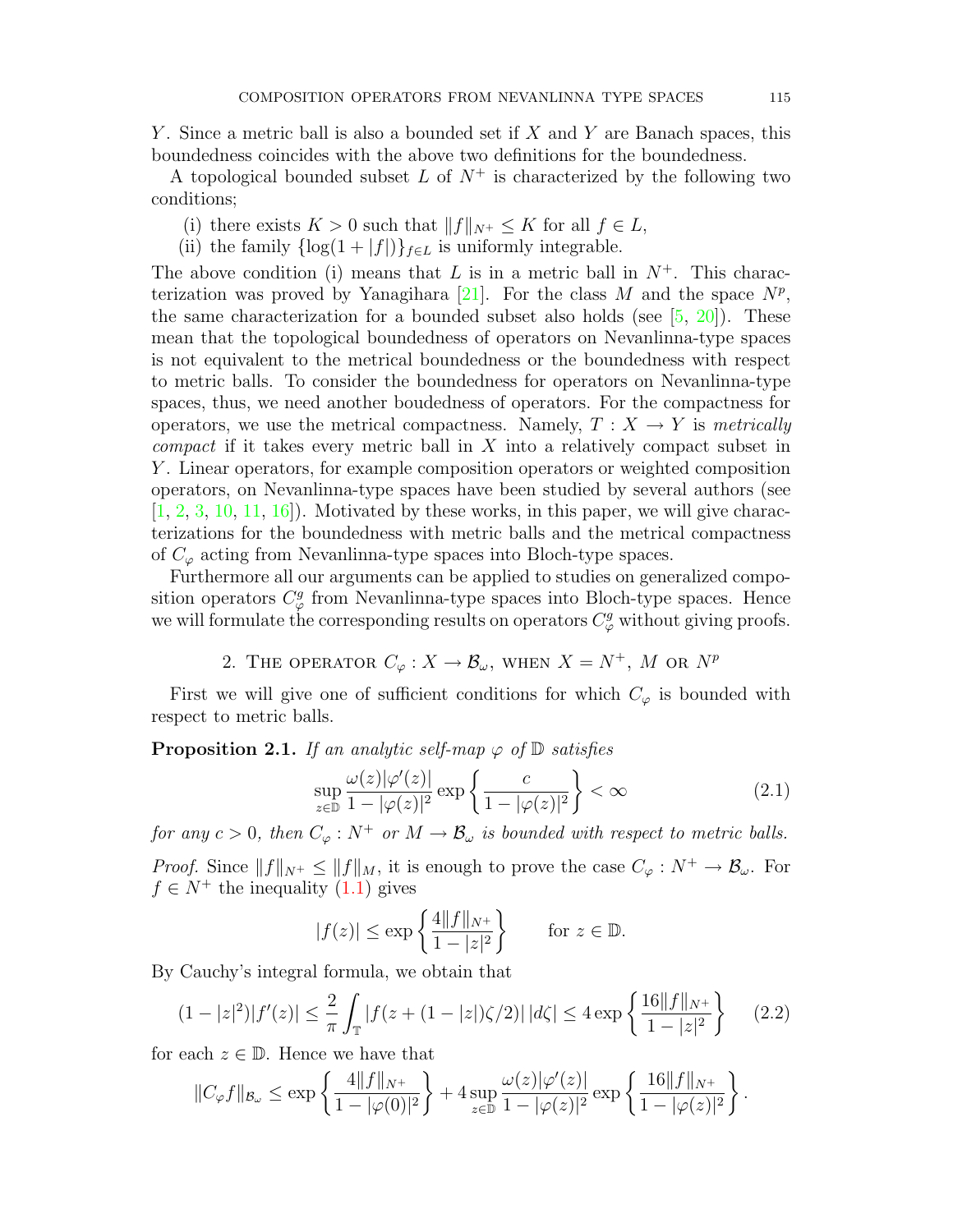$Y$. Since a metric ball is also a bounded set if $X$ and $Y$ are Banach spaces, this boundedness coincides with the above two definitions for the boundedness.

A topological bounded subset $L$ of $N^+$ is characterized by the following two conditions;

(i) there exists $K > 0$ such that $\|f\|_{N^+} \leq K$ for all $f \in L$,

(ii) the family $\{\log(1 + |f|)\}_{f \in L}$ is uniformly integrable.

The above condition (i) means that $L$ is in a metric ball in $N^+$. This characterization was proved by Yanagihara [21]. For the class $M$ and the space $N^p$, the same characterization for a bounded subset also holds (see [5, 20]). These mean that the topological boundedness of operators on Nevanlinna-type spaces is not equivalent to the metrical boundedness or the boundedness with respect to metric balls. To consider the boundedness for operators on Nevanlinna-type spaces, thus, we need another boudedness of operators. For the compactness for operators, we use the metrical compactness. Namely, $T : X \to Y$ is *metrically compact* if it takes every metric ball in $X$ into a relatively compact subset in $Y$. Linear operators, for example composition operators or weighted composition operators, on Nevanlinna-type spaces have been studied by several authors (see [1, 2, 3, 10, 11, 16]). Motivated by these works, in this paper, we will give characterizations for the boundedness with metric balls and the metrical compactness of $C_\varphi$ acting from Nevanlinna-type spaces into Bloch-type spaces.

Furthermore all our arguments can be applied to studies on generalized composition operators $C_\varphi^g$ from Nevanlinna-type spaces into Bloch-type spaces. Hence we will formulate the corresponding results on operators $C_\varphi^g$ without giving proofs.

## 2. The operator $C_\varphi : X \to \mathcal{B}_\omega$, when $X = N^+$, $M$ or $N^p$

First we will give one of sufficient conditions for which $C_\varphi$ is bounded with respect to metric balls.

**Proposition 2.1.** *If an analytic self-map $\varphi$ of $\mathbb{D}$ satisfies*

$$\sup_{z \in \mathbb{D}} \frac{\omega(z)|\varphi'(z)|}{1 - |\varphi(z)|^2} \exp\left\{\frac{c}{1 - |\varphi(z)|^2}\right\} < \infty \tag{2.1}$$

*for any $c > 0$, then $C_\varphi : N^+$ or $M \to \mathcal{B}_\omega$ is bounded with respect to metric balls.*

*Proof.* Since $\|f\|_{N^+} \leq \|f\|_M$, it is enough to prove the case $C_\varphi : N^+ \to \mathcal{B}_\omega$. For $f \in N^+$ the inequality (1.1) gives

$$|f(z)| \leq \exp\left\{\frac{4\|f\|_{N^+}}{1 - |z|^2}\right\} \qquad \text{for } z \in \mathbb{D}.$$

By Cauchy's integral formula, we obtain that

$$(1 - |z|^2)|f'(z)| \leq \frac{2}{\pi} \int_{\mathbb{T}} |f(z + (1 - |z|)\zeta/2)|\,|d\zeta| \leq 4 \exp\left\{\frac{16\|f\|_{N^+}}{1 - |z|^2}\right\} \tag{2.2}$$

for each $z \in \mathbb{D}$. Hence we have that

$$\|C_\varphi f\|_{\mathcal{B}_\omega} \leq \exp\left\{\frac{4\|f\|_{N^+}}{1 - |\varphi(0)|^2}\right\} + 4 \sup_{z \in \mathbb{D}} \frac{\omega(z)|\varphi'(z)|}{1 - |\varphi(z)|^2} \exp\left\{\frac{16\|f\|_{N^+}}{1 - |\varphi(z)|^2}\right\}.$$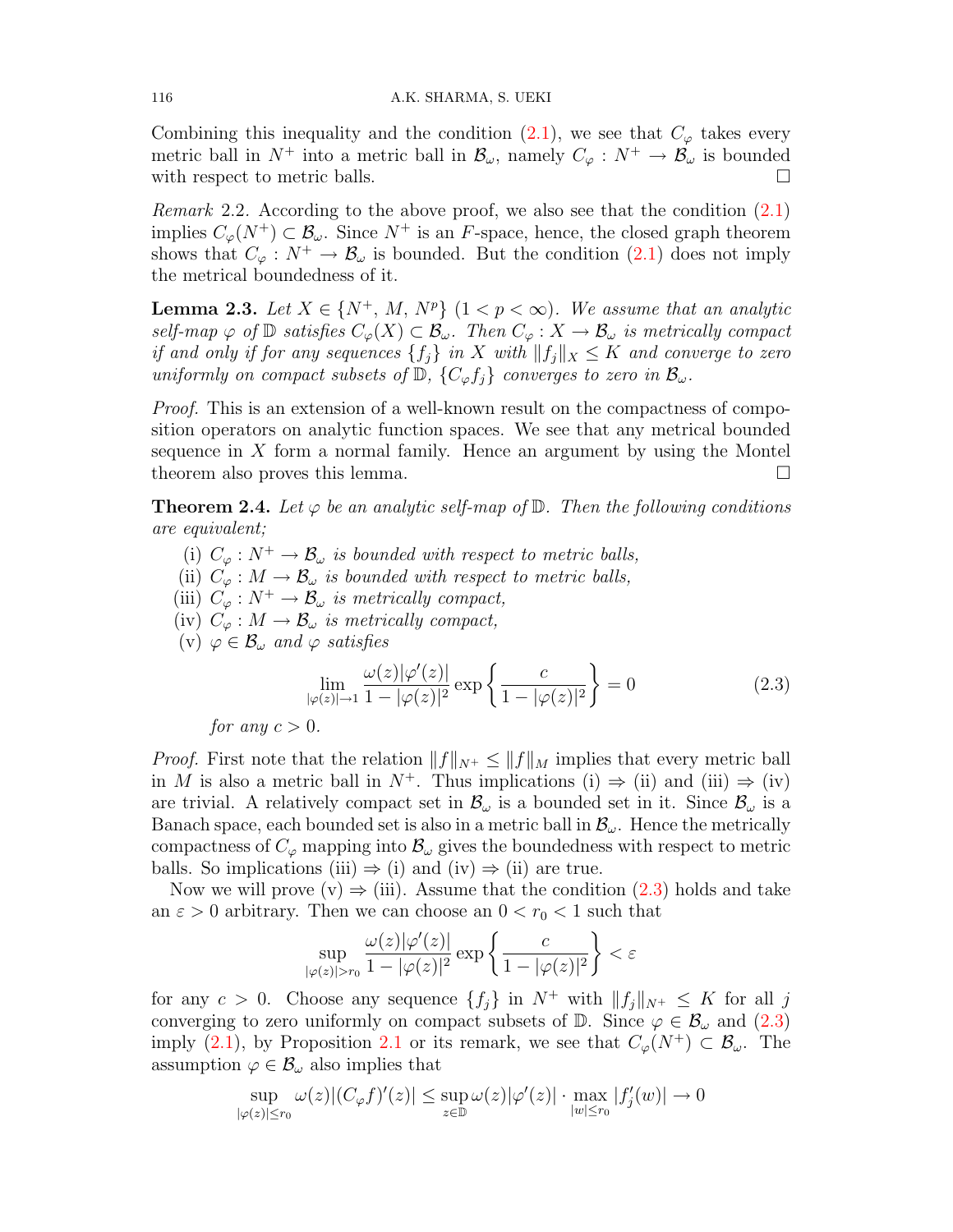Combining this inequality and the condition (2.1), we see that $C_\varphi$ takes every metric ball in $N^+$ into a metric ball in $\mathcal{B}_\omega$, namely $C_\varphi : N^+ \to \mathcal{B}_\omega$ is bounded with respect to metric balls. $\square$

*Remark* 2.2. According to the above proof, we also see that the condition (2.1) implies $C_\varphi(N^+) \subset \mathcal{B}_\omega$. Since $N^+$ is an $F$-space, hence, the closed graph theorem shows that $C_\varphi : N^+ \to \mathcal{B}_\omega$ is bounded. But the condition (2.1) does not imply the metrical boundedness of it.

**Lemma 2.3.** *Let $X \in \{N^+, M, N^p\}$ $(1 < p < \infty)$. We assume that an analytic self-map $\varphi$ of $\mathbb{D}$ satisfies $C_\varphi(X) \subset \mathcal{B}_\omega$. Then $C_\varphi : X \to \mathcal{B}_\omega$ is metrically compact if and only if for any sequences $\{f_j\}$ in $X$ with $\|f_j\|_X \leq K$ and converge to zero uniformly on compact subsets of $\mathbb{D}$, $\{C_\varphi f_j\}$ converges to zero in $\mathcal{B}_\omega$.*

*Proof.* This is an extension of a well-known result on the compactness of composition operators on analytic function spaces. We see that any metrical bounded sequence in $X$ form a normal family. Hence an argument by using the Montel theorem also proves this lemma. $\square$

**Theorem 2.4.** *Let $\varphi$ be an analytic self-map of $\mathbb{D}$. Then the following conditions are equivalent;*

(i) *$C_\varphi : N^+ \to \mathcal{B}_\omega$ is bounded with respect to metric balls,*

(ii) *$C_\varphi : M \to \mathcal{B}_\omega$ is bounded with respect to metric balls,*

(iii) *$C_\varphi : N^+ \to \mathcal{B}_\omega$ is metrically compact,*

(iv) *$C_\varphi : M \to \mathcal{B}_\omega$ is metrically compact,*

(v) *$\varphi \in \mathcal{B}_\omega$ and $\varphi$ satisfies*
$$\lim_{|\varphi(z)| \to 1} \frac{\omega(z)|\varphi'(z)|}{1 - |\varphi(z)|^2} \exp\left\{\frac{c}{1 - |\varphi(z)|^2}\right\} = 0 \tag{2.3}$$
*for any $c > 0$.*

*Proof.* First note that the relation $\|f\|_{N^+} \leq \|f\|_M$ implies that every metric ball in $M$ is also a metric ball in $N^+$. Thus implications (i) $\Rightarrow$ (ii) and (iii) $\Rightarrow$ (iv) are trivial. A relatively compact set in $\mathcal{B}_\omega$ is a bounded set in it. Since $\mathcal{B}_\omega$ is a Banach space, each bounded set is also in a metric ball in $\mathcal{B}_\omega$. Hence the metrically compactness of $C_\varphi$ mapping into $\mathcal{B}_\omega$ gives the boundedness with respect to metric balls. So implications (iii) $\Rightarrow$ (i) and (iv) $\Rightarrow$ (ii) are true.

Now we will prove (v) $\Rightarrow$ (iii). Assume that the condition (2.3) holds and take an $\varepsilon > 0$ arbitrary. Then we can choose an $0 < r_0 < 1$ such that
$$\sup_{|\varphi(z)| > r_0} \frac{\omega(z)|\varphi'(z)|}{1 - |\varphi(z)|^2} \exp\left\{\frac{c}{1 - |\varphi(z)|^2}\right\} < \varepsilon$$
for any $c > 0$. Choose any sequence $\{f_j\}$ in $N^+$ with $\|f_j\|_{N^+} \leq K$ for all $j$ converging to zero uniformly on compact subsets of $\mathbb{D}$. Since $\varphi \in \mathcal{B}_\omega$ and (2.3) imply (2.1), by Proposition 2.1 or its remark, we see that $C_\varphi(N^+) \subset \mathcal{B}_\omega$. The assumption $\varphi \in \mathcal{B}_\omega$ also implies that
$$\sup_{|\varphi(z)| \leq r_0} \omega(z)|(C_\varphi f)'(z)| \leq \sup_{z \in \mathbb{D}} \omega(z)|\varphi'(z)| \cdot \max_{|w| \leq r_0} |f_j'(w)| \to 0$$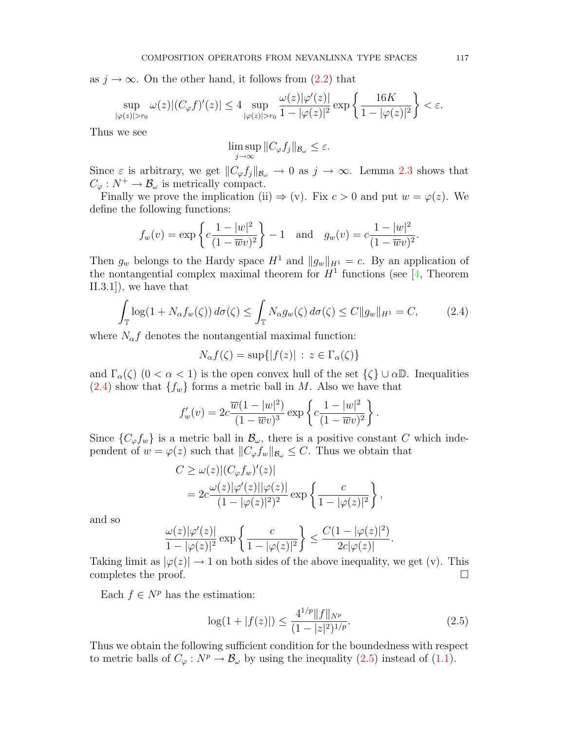as $j \to \infty$. On the other hand, it follows from (2.2) that

$$\sup_{|\varphi(z)|>r_0} \omega(z)|(C_\varphi f)'(z)| \le 4 \sup_{|\varphi(z)|>r_0} \frac{\omega(z)|\varphi'(z)|}{1-|\varphi(z)|^2} \exp\left\{\frac{16K}{1-|\varphi(z)|^2}\right\} < \varepsilon.$$

Thus we see

$$\limsup_{j\to\infty} \|C_\varphi f_j\|_{\mathcal{B}_\omega} \le \varepsilon.$$

Since $\varepsilon$ is arbitrary, we get $\|C_\varphi f_j\|_{\mathcal{B}_\omega} \to 0$ as $j \to \infty$. Lemma 2.3 shows that $C_\varphi : N^+ \to \mathcal{B}_\omega$ is metrically compact.

Finally we prove the implication (ii) $\Rightarrow$ (v). Fix $c > 0$ and put $w = \varphi(z)$. We define the following functions:

$$f_w(v) = \exp\left\{c\frac{1-|w|^2}{(1-\overline{w}v)^2}\right\} - 1 \quad \text{and} \quad g_w(v) = c\frac{1-|w|^2}{(1-\overline{w}v)^2}.$$

Then $g_w$ belongs to the Hardy space $H^1$ and $\|g_w\|_{H^1} = c$. By an application of the nontangential complex maximal theorem for $H^1$ functions (see [4, Theorem II.3.1]), we have that

$$\int_{\mathbb{T}} \log(1 + N_\alpha f_w(\zeta))\, d\sigma(\zeta) \le \int_{\mathbb{T}} N_\alpha g_w(\zeta)\, d\sigma(\zeta) \le C\|g_w\|_{H^1} = C, \tag{2.4}$$

where $N_\alpha f$ denotes the nontangential maximal function:

$$N_\alpha f(\zeta) = \sup\{|f(z)| \,:\, z \in \Gamma_\alpha(\zeta)\}$$

and $\Gamma_\alpha(\zeta)$ $(0 < \alpha < 1)$ is the open convex hull of the set $\{\zeta\} \cup \alpha\mathbb{D}$. Inequalities (2.4) show that $\{f_w\}$ forms a metric ball in $M$. Also we have that

$$f_w'(v) = 2c\frac{\overline{w}(1-|w|^2)}{(1-\overline{w}v)^3} \exp\left\{c\frac{1-|w|^2}{(1-\overline{w}v)^2}\right\}.$$

Since $\{C_\varphi f_w\}$ is a metric ball in $\mathcal{B}_\omega$, there is a positive constant $C$ which independent of $w = \varphi(z)$ such that $\|C_\varphi f_w\|_{\mathcal{B}_\omega} \le C$. Thus we obtain that

$$\begin{aligned} C &\ge \omega(z)|(C_\varphi f_w)'(z)| \\ &= 2c\frac{\omega(z)|\varphi'(z)||\varphi(z)|}{(1-|\varphi(z)|^2)^2} \exp\left\{\frac{c}{1-|\varphi(z)|^2}\right\}, \end{aligned}$$

and so

$$\frac{\omega(z)|\varphi'(z)|}{1-|\varphi(z)|^2} \exp\left\{\frac{c}{1-|\varphi(z)|^2}\right\} \le \frac{C(1-|\varphi(z)|^2)}{2c|\varphi(z)|}.$$

Taking limit as $|\varphi(z)| \to 1$ on both sides of the above inequality, we get (v). This completes the proof. □

Each $f \in N^p$ has the estimation:

$$\log(1 + |f(z)|) \le \frac{4^{1/p}\|f\|_{N^p}}{(1-|z|^2)^{1/p}}. \tag{2.5}$$

Thus we obtain the following sufficient condition for the boundedness with respect to metric balls of $C_\varphi : N^p \to \mathcal{B}_\omega$ by using the inequality (2.5) instead of (1.1).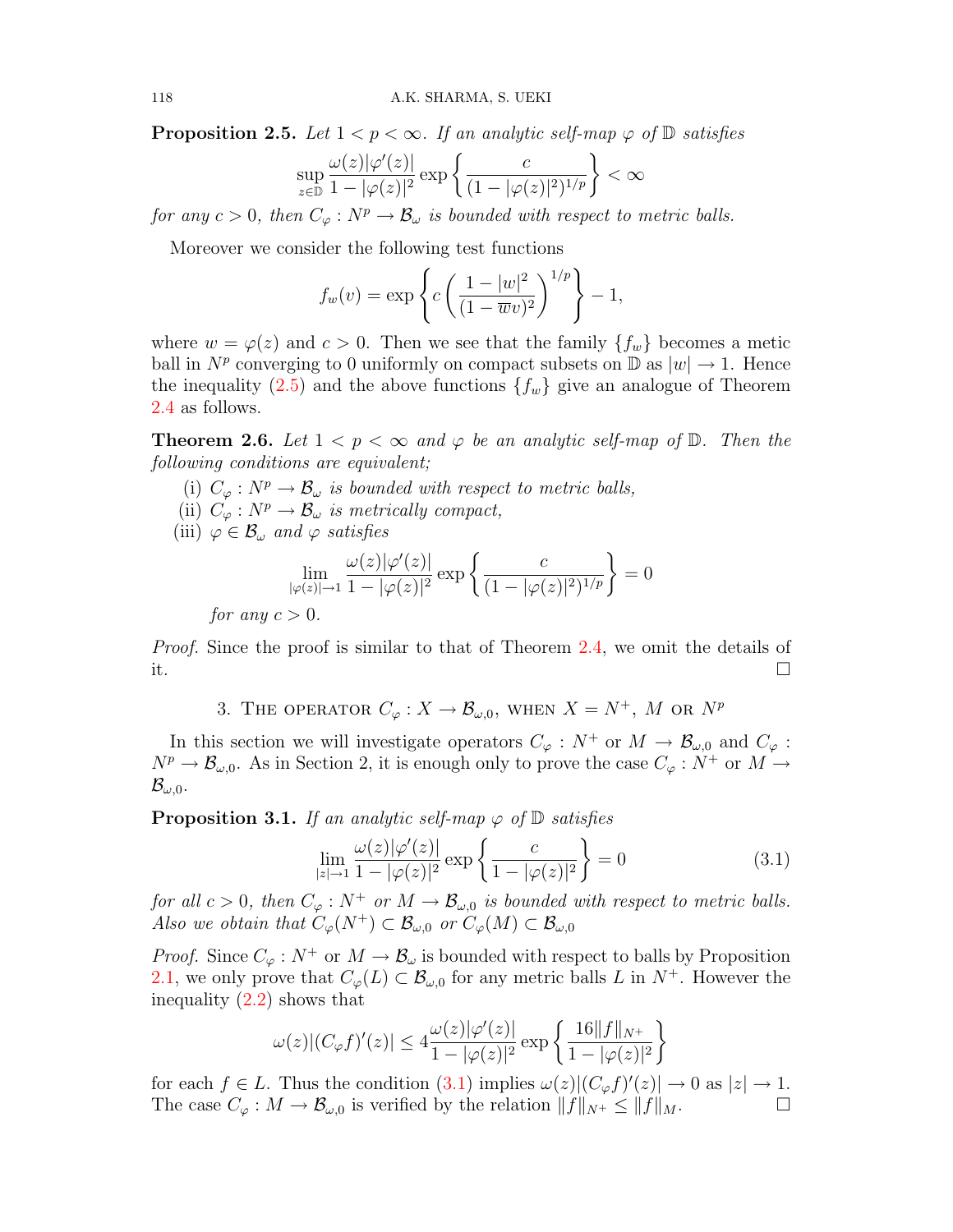**Proposition 2.5.** *Let $1 < p < \infty$. If an analytic self-map $\varphi$ of $\mathbb{D}$ satisfies*

$$\sup_{z\in\mathbb{D}} \frac{\omega(z)|\varphi'(z)|}{1-|\varphi(z)|^2} \exp\left\{\frac{c}{(1-|\varphi(z)|^2)^{1/p}}\right\} < \infty$$

*for any $c > 0$, then $C_\varphi : N^p \to \mathcal{B}_\omega$ is bounded with respect to metric balls.*

Moreover we consider the following test functions

$$f_w(v) = \exp\left\{c\left(\frac{1-|w|^2}{(1-\overline{w}v)^2}\right)^{1/p}\right\} - 1,$$

where $w = \varphi(z)$ and $c > 0$. Then we see that the family $\{f_w\}$ becomes a metic ball in $N^p$ converging to 0 uniformly on compact subsets on $\mathbb{D}$ as $|w| \to 1$. Hence the inequality (2.5) and the above functions $\{f_w\}$ give an analogue of Theorem 2.4 as follows.

**Theorem 2.6.** *Let $1 < p < \infty$ and $\varphi$ be an analytic self-map of $\mathbb{D}$. Then the following conditions are equivalent;*

(i) *$C_\varphi : N^p \to \mathcal{B}_\omega$ is bounded with respect to metric balls,*

(ii) *$C_\varphi : N^p \to \mathcal{B}_\omega$ is metrically compact,*

(iii) *$\varphi \in \mathcal{B}_\omega$ and $\varphi$ satisfies*

$$\lim_{|\varphi(z)|\to 1} \frac{\omega(z)|\varphi'(z)|}{1-|\varphi(z)|^2} \exp\left\{\frac{c}{(1-|\varphi(z)|^2)^{1/p}}\right\} = 0$$

*for any $c > 0$.*

*Proof.* Since the proof is similar to that of Theorem 2.4, we omit the details of it. □

## 3. The operator $C_\varphi : X \to \mathcal{B}_{\omega,0}$, when $X = N^+$, $M$ or $N^p$

In this section we will investigate operators $C_\varphi : N^+$ or $M \to \mathcal{B}_{\omega,0}$ and $C_\varphi : N^p \to \mathcal{B}_{\omega,0}$. As in Section 2, it is enough only to prove the case $C_\varphi : N^+$ or $M \to \mathcal{B}_{\omega,0}$.

**Proposition 3.1.** *If an analytic self-map $\varphi$ of $\mathbb{D}$ satisfies*

$$\lim_{|z|\to 1} \frac{\omega(z)|\varphi'(z)|}{1-|\varphi(z)|^2} \exp\left\{\frac{c}{1-|\varphi(z)|^2}\right\} = 0 \tag{3.1}$$

*for all $c > 0$, then $C_\varphi : N^+$ or $M \to \mathcal{B}_{\omega,0}$ is bounded with respect to metric balls. Also we obtain that $C_\varphi(N^+) \subset \mathcal{B}_{\omega,0}$ or $C_\varphi(M) \subset \mathcal{B}_{\omega,0}$*

*Proof.* Since $C_\varphi : N^+$ or $M \to \mathcal{B}_\omega$ is bounded with respect to balls by Proposition 2.1, we only prove that $C_\varphi(L) \subset \mathcal{B}_{\omega,0}$ for any metric balls $L$ in $N^+$. However the inequality (2.2) shows that

$$\omega(z)|(C_\varphi f)'(z)| \leq 4\frac{\omega(z)|\varphi'(z)|}{1-|\varphi(z)|^2} \exp\left\{\frac{16\|f\|_{N^+}}{1-|\varphi(z)|^2}\right\}$$

for each $f \in L$. Thus the condition (3.1) implies $\omega(z)|(C_\varphi f)'(z)| \to 0$ as $|z| \to 1$. The case $C_\varphi : M \to \mathcal{B}_{\omega,0}$ is verified by the relation $\|f\|_{N^+} \leq \|f\|_M$. □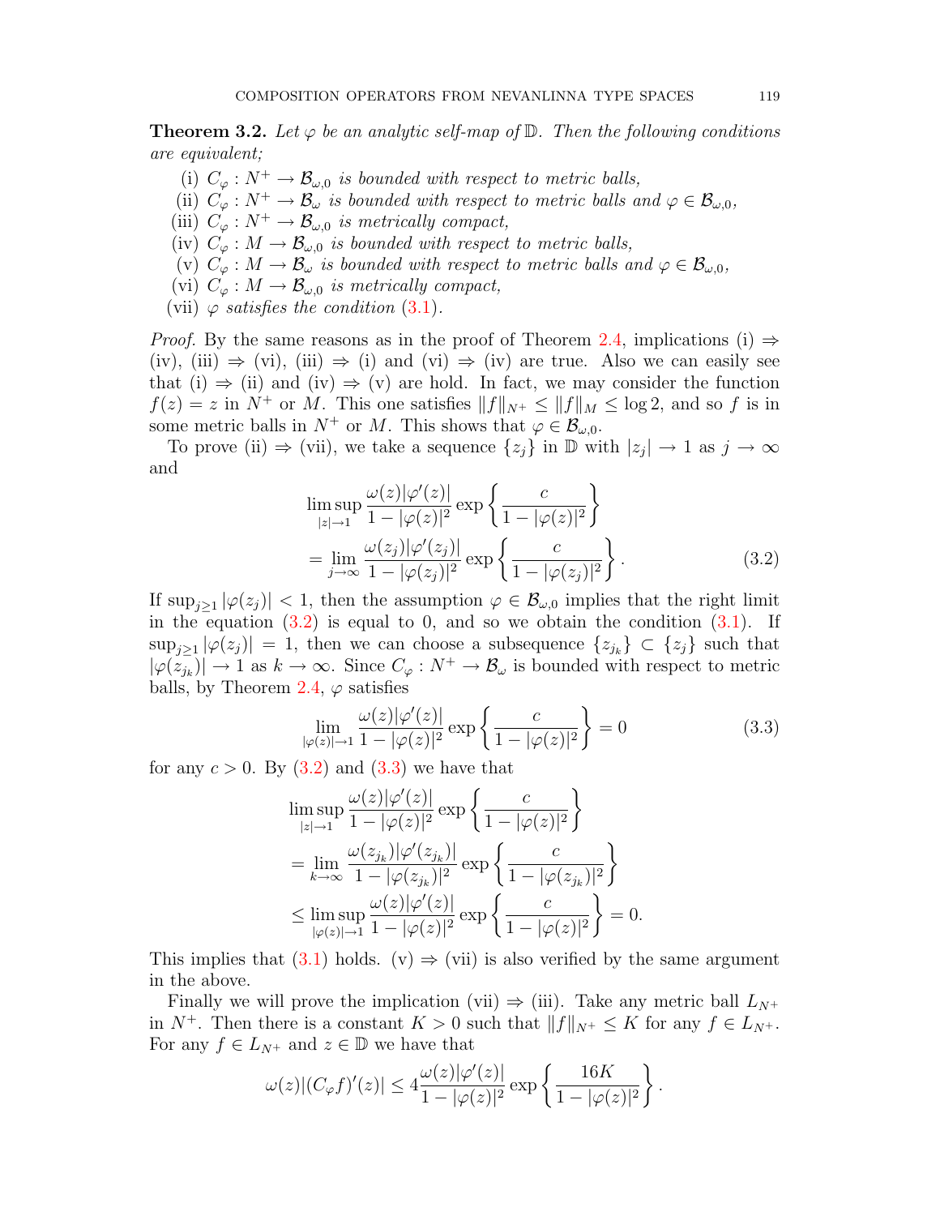**Theorem 3.2.** *Let $\varphi$ be an analytic self-map of $\mathbb{D}$. Then the following conditions are equivalent;*

- (i) *$C_\varphi : N^+ \to \mathcal{B}_{\omega,0}$ is bounded with respect to metric balls,*
- (ii) *$C_\varphi : N^+ \to \mathcal{B}_{\omega}$ is bounded with respect to metric balls and $\varphi \in \mathcal{B}_{\omega,0}$,*
- (iii) *$C_\varphi : N^+ \to \mathcal{B}_{\omega,0}$ is metrically compact,*
- (iv) *$C_\varphi : M \to \mathcal{B}_{\omega,0}$ is bounded with respect to metric balls,*
- (v) *$C_\varphi : M \to \mathcal{B}_{\omega}$ is bounded with respect to metric balls and $\varphi \in \mathcal{B}_{\omega,0}$,*
- (vi) *$C_\varphi : M \to \mathcal{B}_{\omega,0}$ is metrically compact,*
- (vii) *$\varphi$ satisfies the condition (3.1).*

*Proof.* By the same reasons as in the proof of Theorem 2.4, implications (i) $\Rightarrow$ (iv), (iii) $\Rightarrow$ (vi), (iii) $\Rightarrow$ (i) and (vi) $\Rightarrow$ (iv) are true. Also we can easily see that (i) $\Rightarrow$ (ii) and (iv) $\Rightarrow$ (v) are hold. In fact, we may consider the function $f(z) = z$ in $N^+$ or $M$. This one satisfies $\|f\|_{N^+} \le \|f\|_M \le \log 2$, and so $f$ is in some metric balls in $N^+$ or $M$. This shows that $\varphi \in \mathcal{B}_{\omega,0}$.

To prove (ii) $\Rightarrow$ (vii), we take a sequence $\{z_j\}$ in $\mathbb{D}$ with $|z_j| \to 1$ as $j \to \infty$ and

$$\limsup_{|z|\to 1} \frac{\omega(z)|\varphi'(z)|}{1-|\varphi(z)|^2} \exp\left\{\frac{c}{1-|\varphi(z)|^2}\right\} = \lim_{j\to\infty} \frac{\omega(z_j)|\varphi'(z_j)|}{1-|\varphi(z_j)|^2} \exp\left\{\frac{c}{1-|\varphi(z_j)|^2}\right\}. \tag{3.2}$$

If $\sup_{j\ge 1} |\varphi(z_j)| < 1$, then the assumption $\varphi \in \mathcal{B}_{\omega,0}$ implies that the right limit in the equation (3.2) is equal to 0, and so we obtain the condition (3.1). If $\sup_{j\ge 1} |\varphi(z_j)| = 1$, then we can choose a subsequence $\{z_{j_k}\} \subset \{z_j\}$ such that $|\varphi(z_{j_k})| \to 1$ as $k \to \infty$. Since $C_\varphi : N^+ \to \mathcal{B}_\omega$ is bounded with respect to metric balls, by Theorem 2.4, $\varphi$ satisfies

$$\lim_{|\varphi(z)|\to 1} \frac{\omega(z)|\varphi'(z)|}{1-|\varphi(z)|^2} \exp\left\{\frac{c}{1-|\varphi(z)|^2}\right\} = 0 \tag{3.3}$$

for any $c > 0$. By (3.2) and (3.3) we have that

$$\begin{aligned}
&\limsup_{|z|\to 1} \frac{\omega(z)|\varphi'(z)|}{1-|\varphi(z)|^2} \exp\left\{\frac{c}{1-|\varphi(z)|^2}\right\} \\
&= \lim_{k\to\infty} \frac{\omega(z_{j_k})|\varphi'(z_{j_k})|}{1-|\varphi(z_{j_k})|^2} \exp\left\{\frac{c}{1-|\varphi(z_{j_k})|^2}\right\} \\
&\le \limsup_{|\varphi(z)|\to 1} \frac{\omega(z)|\varphi'(z)|}{1-|\varphi(z)|^2} \exp\left\{\frac{c}{1-|\varphi(z)|^2}\right\} = 0.
\end{aligned}$$

This implies that (3.1) holds. (v) $\Rightarrow$ (vii) is also verified by the same argument in the above.

Finally we will prove the implication (vii) $\Rightarrow$ (iii). Take any metric ball $L_{N^+}$ in $N^+$. Then there is a constant $K > 0$ such that $\|f\|_{N^+} \le K$ for any $f \in L_{N^+}$. For any $f \in L_{N^+}$ and $z \in \mathbb{D}$ we have that

$$\omega(z)|(C_\varphi f)'(z)| \le 4\frac{\omega(z)|\varphi'(z)|}{1-|\varphi(z)|^2} \exp\left\{\frac{16K}{1-|\varphi(z)|^2}\right\}.$$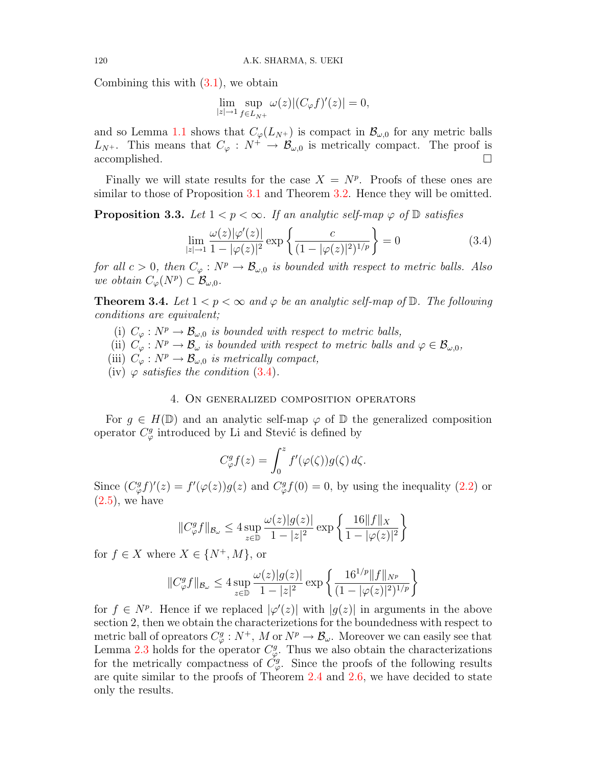Combining this with (3.1), we obtain

$$\lim_{|z|\to 1} \sup_{f\in L_{N^+}} \omega(z)|(C_\varphi f)'(z)| = 0,$$

and so Lemma 1.1 shows that $C_\varphi(L_{N^+})$ is compact in $\mathcal{B}_{\omega,0}$ for any metric balls $L_{N^+}$. This means that $C_\varphi : N^+ \to \mathcal{B}_{\omega,0}$ is metrically compact. The proof is accomplished. $\square$

Finally we will state results for the case $X = N^p$. Proofs of these ones are similar to those of Proposition 3.1 and Theorem 3.2. Hence they will be omitted.

**Proposition 3.3.** *Let $1 < p < \infty$. If an analytic self-map $\varphi$ of $\mathbb{D}$ satisfies*

$$\lim_{|z|\to 1} \frac{\omega(z)|\varphi'(z)|}{1-|\varphi(z)|^2} \exp\left\{\frac{c}{(1-|\varphi(z)|^2)^{1/p}}\right\} = 0 \tag{3.4}$$

*for all $c > 0$, then $C_\varphi : N^p \to \mathcal{B}_{\omega,0}$ is bounded with respect to metric balls. Also we obtain $C_\varphi(N^p) \subset \mathcal{B}_{\omega,0}$.*

**Theorem 3.4.** *Let $1 < p < \infty$ and $\varphi$ be an analytic self-map of $\mathbb{D}$. The following conditions are equivalent;*

- (i) *$C_\varphi : N^p \to \mathcal{B}_{\omega,0}$ is bounded with respect to metric balls,*
- (ii) *$C_\varphi : N^p \to \mathcal{B}_\omega$ is bounded with respect to metric balls and $\varphi \in \mathcal{B}_{\omega,0}$,*
- (iii) *$C_\varphi : N^p \to \mathcal{B}_{\omega,0}$ is metrically compact,*
- (iv) *$\varphi$ satisfies the condition (3.4).*

## 4. On generalized composition operators

For $g \in H(\mathbb{D})$ and an analytic self-map $\varphi$ of $\mathbb{D}$ the generalized composition operator $C_\varphi^g$ introduced by Li and Stević is defined by

$$C_\varphi^g f(z) = \int_0^z f'(\varphi(\zeta))g(\zeta)\, d\zeta.$$

Since $(C_\varphi^g f)'(z) = f'(\varphi(z))g(z)$ and $C_\varphi^g f(0) = 0$, by using the inequality (2.2) or (2.5), we have

$$\|C_\varphi^g f\|_{\mathcal{B}_\omega} \leq 4 \sup_{z\in\mathbb{D}} \frac{\omega(z)|g(z)|}{1-|z|^2} \exp\left\{\frac{16\|f\|_X}{1-|\varphi(z)|^2}\right\}$$

for $f \in X$ where $X \in \{N^+, M\}$, or

$$\|C_\varphi^g f\|_{\mathcal{B}_\omega} \leq 4 \sup_{z\in\mathbb{D}} \frac{\omega(z)|g(z)|}{1-|z|^2} \exp\left\{\frac{16^{1/p}\|f\|_{N^p}}{(1-|\varphi(z)|^2)^{1/p}}\right\}$$

for $f \in N^p$. Hence if we replaced $|\varphi'(z)|$ with $|g(z)|$ in arguments in the above section 2, then we obtain the characterizetions for the boundedness with respect to metric ball of opreators $C_\varphi^g : N^+$, $M$ or $N^p \to \mathcal{B}_\omega$. Moreover we can easily see that Lemma 2.3 holds for the operator $C_\varphi^g$. Thus we also obtain the characterizations for the metrically compactness of $C_\varphi^g$. Since the proofs of the following results are quite similar to the proofs of Theorem 2.4 and 2.6, we have decided to state only the results.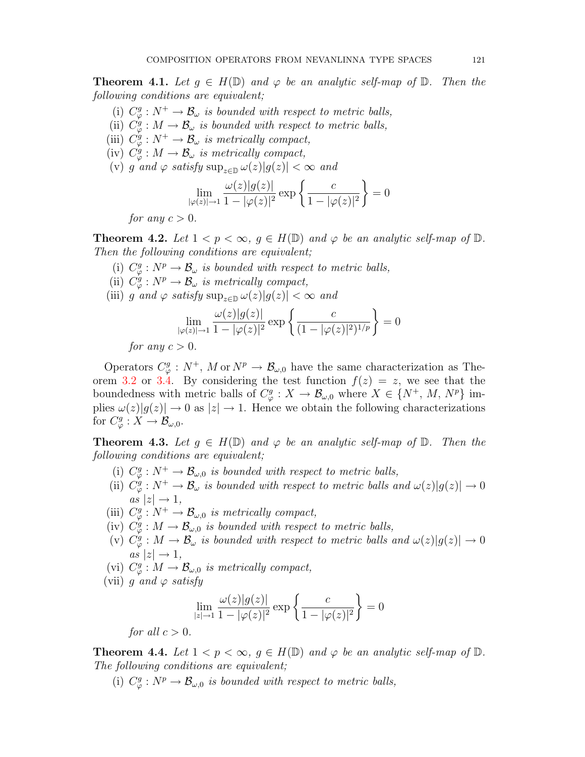**Theorem 4.1.** *Let $g \in H(\mathbb{D})$ and $\varphi$ be an analytic self-map of $\mathbb{D}$. Then the following conditions are equivalent;*

(i) *$C_\varphi^g : N^+ \to \mathcal{B}_\omega$ is bounded with respect to metric balls,*

(ii) *$C_\varphi^g : M \to \mathcal{B}_\omega$ is bounded with respect to metric balls,*

(iii) *$C_\varphi^g : N^+ \to \mathcal{B}_\omega$ is metrically compact,*

(iv) *$C_\varphi^g : M \to \mathcal{B}_\omega$ is metrically compact,*

(v) *$g$ and $\varphi$ satisfy $\sup_{z\in\mathbb{D}} \omega(z)|g(z)| < \infty$ and*

$$\lim_{|\varphi(z)|\to 1} \frac{\omega(z)|g(z)|}{1-|\varphi(z)|^2} \exp\left\{\frac{c}{1-|\varphi(z)|^2}\right\} = 0$$

*for any $c > 0$.*

**Theorem 4.2.** *Let $1 < p < \infty$, $g \in H(\mathbb{D})$ and $\varphi$ be an analytic self-map of $\mathbb{D}$. Then the following conditions are equivalent;*

(i) *$C_\varphi^g : N^p \to \mathcal{B}_\omega$ is bounded with respect to metric balls,*

(ii) *$C_\varphi^g : N^p \to \mathcal{B}_\omega$ is metrically compact,*

(iii) *$g$ and $\varphi$ satisfy $\sup_{z\in\mathbb{D}} \omega(z)|g(z)| < \infty$ and*

$$\lim_{|\varphi(z)|\to 1} \frac{\omega(z)|g(z)|}{1-|\varphi(z)|^2} \exp\left\{\frac{c}{(1-|\varphi(z)|^2)^{1/p}}\right\} = 0$$

*for any $c > 0$.*

Operators $C_\varphi^g : N^+$, $M$ or $N^p \to \mathcal{B}_{\omega,0}$ have the same characterization as Theorem 3.2 or 3.4. By considering the test function $f(z) = z$, we see that the boundedness with metric balls of $C_\varphi^g : X \to \mathcal{B}_{\omega,0}$ where $X \in \{N^+, M, N^p\}$ implies $\omega(z)|g(z)| \to 0$ as $|z| \to 1$. Hence we obtain the following characterizations for $C_\varphi^g : X \to \mathcal{B}_{\omega,0}$.

**Theorem 4.3.** *Let $g \in H(\mathbb{D})$ and $\varphi$ be an analytic self-map of $\mathbb{D}$. Then the following conditions are equivalent;*

(i) *$C_\varphi^g : N^+ \to \mathcal{B}_{\omega,0}$ is bounded with respect to metric balls,*

(ii) *$C_\varphi^g : N^+ \to \mathcal{B}_\omega$ is bounded with respect to metric balls and $\omega(z)|g(z)| \to 0$ as $|z| \to 1$,*

(iii) *$C_\varphi^g : N^+ \to \mathcal{B}_{\omega,0}$ is metrically compact,*

(iv) *$C_\varphi^g : M \to \mathcal{B}_{\omega,0}$ is bounded with respect to metric balls,*

(v) *$C_\varphi^g : M \to \mathcal{B}_\omega$ is bounded with respect to metric balls and $\omega(z)|g(z)| \to 0$ as $|z| \to 1$,*

(vi) *$C_\varphi^g : M \to \mathcal{B}_{\omega,0}$ is metrically compact,*

(vii) *$g$ and $\varphi$ satisfy*

$$\lim_{|z|\to 1} \frac{\omega(z)|g(z)|}{1-|\varphi(z)|^2} \exp\left\{\frac{c}{1-|\varphi(z)|^2}\right\} = 0$$

*for all $c > 0$.*

**Theorem 4.4.** *Let $1 < p < \infty$, $g \in H(\mathbb{D})$ and $\varphi$ be an analytic self-map of $\mathbb{D}$. The following conditions are equivalent;*

(i) *$C_\varphi^g : N^p \to \mathcal{B}_{\omega,0}$ is bounded with respect to metric balls,*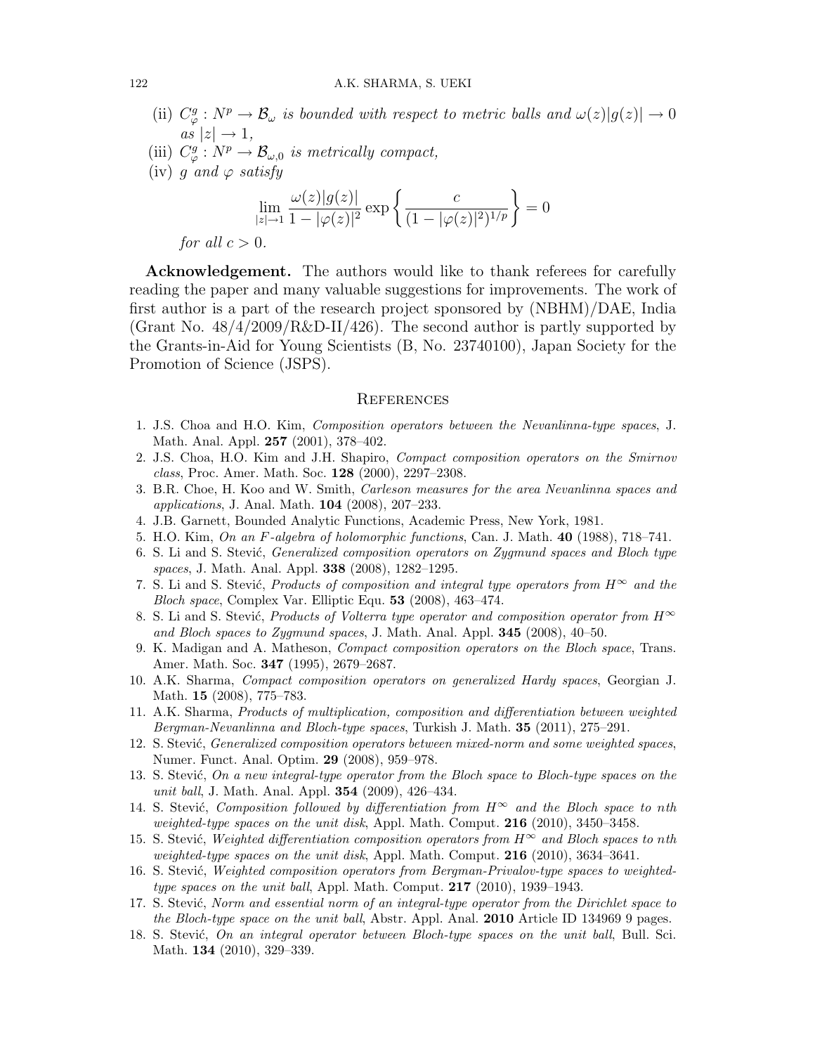(ii) $C_\varphi^g : N^p \to \mathcal{B}_\omega$ *is bounded with respect to metric balls and* $\omega(z)|g(z)| \to 0$ *as* $|z| \to 1$,

(iii) $C_\varphi^g : N^p \to \mathcal{B}_{\omega,0}$ *is metrically compact,*

(iv) $g$ *and* $\varphi$ *satisfy*

$$\lim_{|z|\to 1} \frac{\omega(z)|g(z)|}{1-|\varphi(z)|^2} \exp\left\{ \frac{c}{(1-|\varphi(z)|^2)^{1/p}} \right\} = 0$$

*for all* $c > 0$.

**Acknowledgement.** The authors would like to thank referees for carefully reading the paper and many valuable suggestions for improvements. The work of first author is a part of the research project sponsored by (NBHM)/DAE, India (Grant No. 48/4/2009/R&D-II/426). The second author is partly supported by the Grants-in-Aid for Young Scientists (B, No. 23740100), Japan Society for the Promotion of Science (JSPS).

## References

1. J.S. Choa and H.O. Kim, *Composition operators between the Nevanlinna-type spaces*, J. Math. Anal. Appl. **257** (2001), 378–402.
2. J.S. Choa, H.O. Kim and J.H. Shapiro, *Compact composition operators on the Smirnov class*, Proc. Amer. Math. Soc. **128** (2000), 2297–2308.
3. B.R. Choe, H. Koo and W. Smith, *Carleson measures for the area Nevanlinna spaces and applications*, J. Anal. Math. **104** (2008), 207–233.
4. J.B. Garnett, Bounded Analytic Functions, Academic Press, New York, 1981.
5. H.O. Kim, *On an F-algebra of holomorphic functions*, Can. J. Math. **40** (1988), 718–741.
6. S. Li and S. Stević, *Generalized composition operators on Zygmund spaces and Bloch type spaces*, J. Math. Anal. Appl. **338** (2008), 1282–1295.
7. S. Li and S. Stević, *Products of composition and integral type operators from $H^\infty$ and the Bloch space*, Complex Var. Elliptic Equ. **53** (2008), 463–474.
8. S. Li and S. Stević, *Products of Volterra type operator and composition operator from $H^\infty$ and Bloch spaces to Zygmund spaces*, J. Math. Anal. Appl. **345** (2008), 40–50.
9. K. Madigan and A. Matheson, *Compact composition operators on the Bloch space*, Trans. Amer. Math. Soc. **347** (1995), 2679–2687.
10. A.K. Sharma, *Compact composition operators on generalized Hardy spaces*, Georgian J. Math. **15** (2008), 775–783.
11. A.K. Sharma, *Products of multiplication, composition and differentiation between weighted Bergman-Nevanlinna and Bloch-type spaces*, Turkish J. Math. **35** (2011), 275–291.
12. S. Stević, *Generalized composition operators between mixed-norm and some weighted spaces*, Numer. Funct. Anal. Optim. **29** (2008), 959–978.
13. S. Stević, *On a new integral-type operator from the Bloch space to Bloch-type spaces on the unit ball*, J. Math. Anal. Appl. **354** (2009), 426–434.
14. S. Stević, *Composition followed by differentiation from $H^\infty$ and the Bloch space to nth weighted-type spaces on the unit disk*, Appl. Math. Comput. **216** (2010), 3450–3458.
15. S. Stević, *Weighted differentiation composition operators from $H^\infty$ and Bloch spaces to nth weighted-type spaces on the unit disk*, Appl. Math. Comput. **216** (2010), 3634–3641.
16. S. Stević, *Weighted composition operators from Bergman-Privalov-type spaces to weighted-type spaces on the unit ball*, Appl. Math. Comput. **217** (2010), 1939–1943.
17. S. Stević, *Norm and essential norm of an integral-type operator from the Dirichlet space to the Bloch-type space on the unit ball*, Abstr. Appl. Anal. **2010** Article ID 134969 9 pages.
18. S. Stević, *On an integral operator between Bloch-type spaces on the unit ball*, Bull. Sci. Math. **134** (2010), 329–339.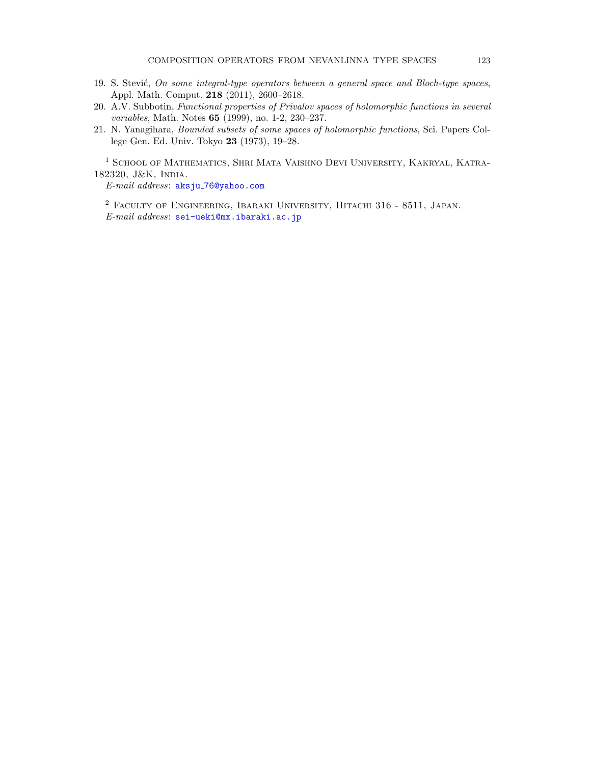19. S. Stević, *On some integral-type operators between a general space and Bloch-type spaces*, Appl. Math. Comput. **218** (2011), 2600–2618.
20. A.V. Subbotin, *Functional properties of Privalov spaces of holomorphic functions in several variables*, Math. Notes **65** (1999), no. 1-2, 230–237.
21. N. Yanagihara, *Bounded subsets of some spaces of holomorphic functions*, Sci. Papers College Gen. Ed. Univ. Tokyo **23** (1973), 19–28.

[1] School of Mathematics, Shri Mata Vaishno Devi University, Kakryal, Katra-182320, J&K, India.
*E-mail address*: aksju_76@yahoo.com

[2] Faculty of Engineering, Ibaraki University, Hitachi 316 - 8511, Japan.
*E-mail address*: sei-ueki@mx.ibaraki.ac.jp